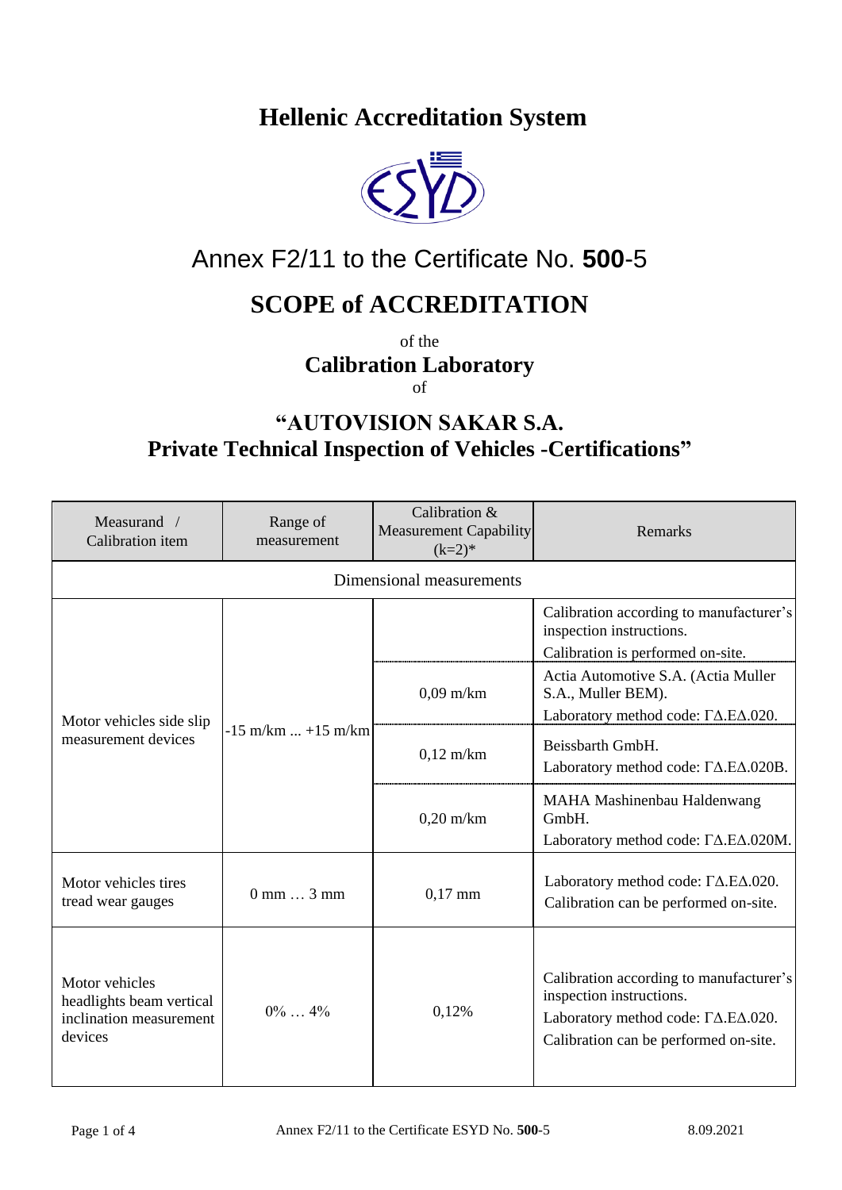# Hellenic Accreditation System

## Annex F2/11 to the Certificate No. **500**-5

# SCOPE of ACCREDITATION

of the

**Calibration Laboratory**

of

## "AUTOVISION SAKAR S.A. Private Technical Inspection of Vehicles -Certifications"

| Measurand / Calibration item | Range of measurement | Calibration & Measurement Capability (k=2)* | Remarks |
|---|---|---|---|
| Dimensional measurements | | | |
| Motor vehicles side slip measurement devices | -15 m/km ... +15 m/km | | Calibration according to manufacturer's inspection instructions. Calibration is performed on-site. |
| | | 0,09 m/km | Actia Automotive S.A. (Actia Muller S.A., Muller BEM). Laboratory method code: ΓΔ.ΕΔ.020. |
| | | 0,12 m/km | Beissbarth GmbH. Laboratory method code: ΓΔ.ΕΔ.020B. |
| | | 0,20 m/km | MAHA Mashinenbau Haldenwang GmbH. Laboratory method code: ΓΔ.ΕΔ.020M. |
| Motor vehicles tires tread wear gauges | 0 mm … 3 mm | 0,17 mm | Laboratory method code: ΓΔ.ΕΔ.020. Calibration can be performed on-site. |
| Motor vehicles headlights beam vertical inclination measurement devices | 0% … 4% | 0,12% | Calibration according to manufacturer's inspection instructions. Laboratory method code: ΓΔ.ΕΔ.020. Calibration can be performed on-site. |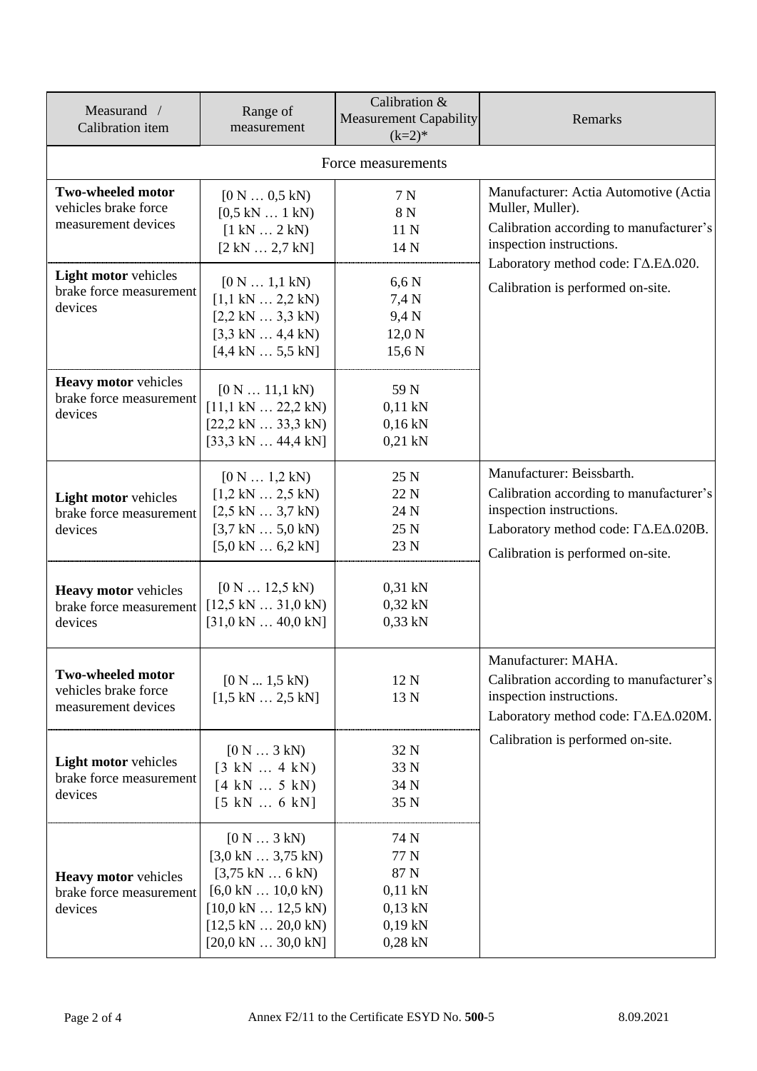| Measurand / Calibration item | Range of measurement | Calibration & Measurement Capability (k=2)* | Remarks |
|---|---|---|---|
| Force measurements | | | |
| **Two-wheeled motor** vehicles brake force measurement devices | [0 N … 0,5 kN)<br>[0,5 kN … 1 kN)<br>[1 kN … 2 kN)<br>[2 kN … 2,7 kN] | 7 N<br>8 N<br>11 N<br>14 N | Manufacturer: Actia Automotive (Actia Muller, Muller).<br>Calibration according to manufacturer's inspection instructions.<br>Laboratory method code: ΓΔ.ΕΔ.020.<br>Calibration is performed on-site. |
| **Light motor** vehicles brake force measurement devices | [0 N … 1,1 kN)<br>[1,1 kN … 2,2 kN)<br>[2,2 kN … 3,3 kN)<br>[3,3 kN … 4,4 kN)<br>[4,4 kN … 5,5 kN] | 6,6 N<br>7,4 N<br>9,4 N<br>12,0 N<br>15,6 N | |
| **Heavy motor** vehicles brake force measurement devices | [0 N … 11,1 kN)<br>[11,1 kN … 22,2 kN)<br>[22,2 kN … 33,3 kN)<br>[33,3 kN … 44,4 kN] | 59 N<br>0,11 kN<br>0,16 kN<br>0,21 kN | |
| **Light motor** vehicles brake force measurement devices | [0 N … 1,2 kN)<br>[1,2 kN … 2,5 kN)<br>[2,5 kN … 3,7 kN)<br>[3,7 kN … 5,0 kN)<br>[5,0 kN … 6,2 kN] | 25 N<br>22 N<br>24 N<br>25 N<br>23 N | Manufacturer: Beissbarth.<br>Calibration according to manufacturer's inspection instructions.<br>Laboratory method code: ΓΔ.ΕΔ.020B.<br>Calibration is performed on-site. |
| **Heavy motor** vehicles brake force measurement devices | [0 N … 12,5 kN)<br>[12,5 kN … 31,0 kN)<br>[31,0 kN … 40,0 kN] | 0,31 kN<br>0,32 kN<br>0,33 kN | |
| **Two-wheeled motor** vehicles brake force measurement devices | [0 N ... 1,5 kN)<br>[1,5 kN … 2,5 kN] | 12 N<br>13 N | Manufacturer: MAHA.<br>Calibration according to manufacturer's inspection instructions.<br>Laboratory method code: ΓΔ.ΕΔ.020M.<br>Calibration is performed on-site. |
| **Light motor** vehicles brake force measurement devices | [0 N … 3 kN)<br>[3 kN … 4 kN)<br>[4 kN … 5 kN)<br>[5 kN … 6 kN] | 32 N<br>33 N<br>34 N<br>35 N | |
| **Heavy motor** vehicles brake force measurement devices | [0 N … 3 kN)<br>[3,0 kN … 3,75 kN)<br>[3,75 kN … 6 kN)<br>[6,0 kN … 10,0 kN)<br>[10,0 kN … 12,5 kN)<br>[12,5 kN … 20,0 kN)<br>[20,0 kN … 30,0 kN] | 74 N<br>77 N<br>87 N<br>0,11 kN<br>0,13 kN<br>0,19 kN<br>0,28 kN | |

Annex F2/11 to the Certificate ESYD No. **500**-5 — 8.09.2021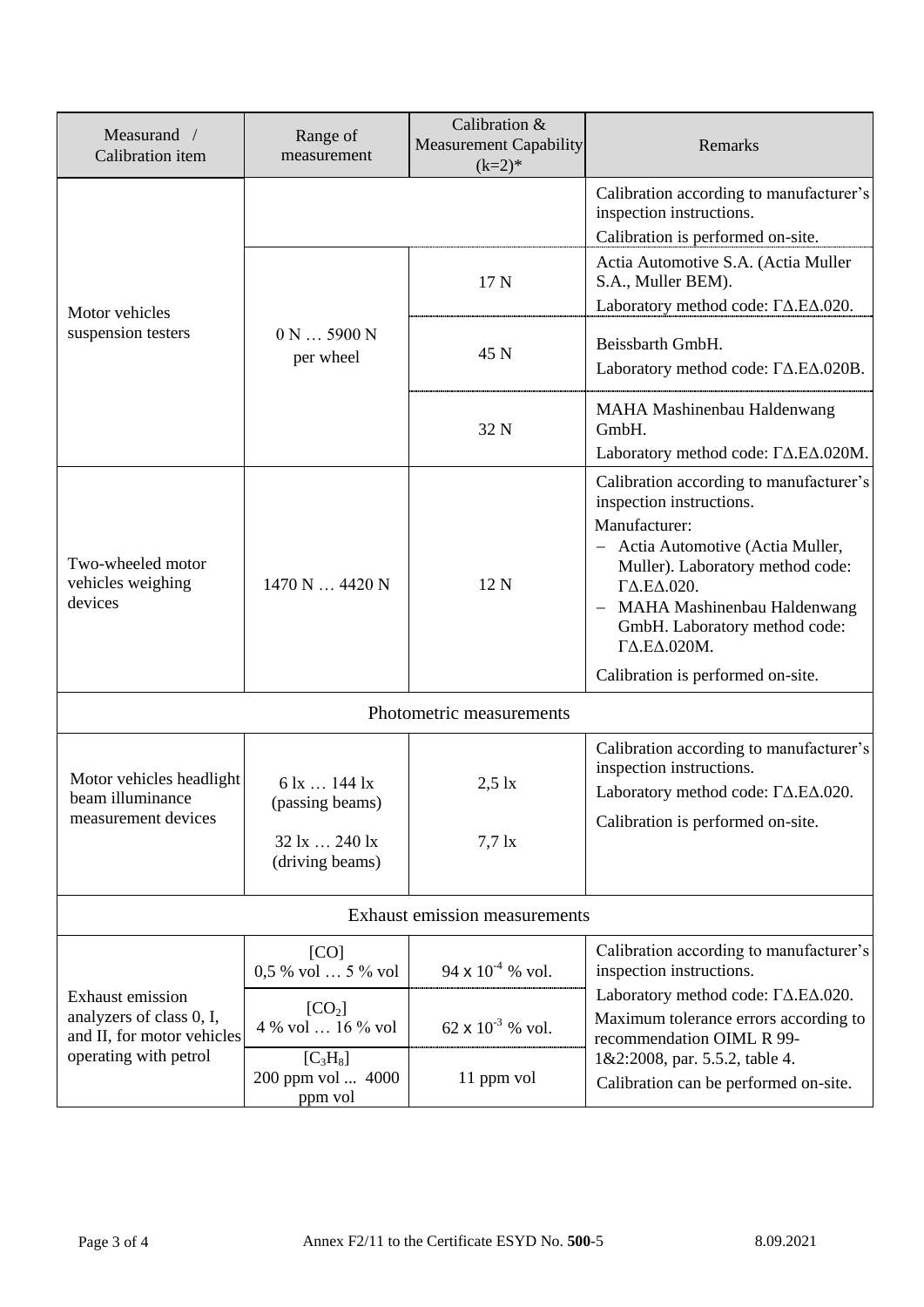| Measurand / Calibration item | Range of measurement | Calibration & Measurement Capability (k=2)* | Remarks |
|---|---|---|---|
| Motor vehicles suspension testers | | | Calibration according to manufacturer's inspection instructions. Calibration is performed on-site. |
| | 0 N … 5900 N per wheel | 17 N | Actia Automotive S.A. (Actia Muller S.A., Muller BEM). Laboratory method code: ΓΔ.ΕΔ.020. |
| | | 45 N | Beissbarth GmbH. Laboratory method code: ΓΔ.ΕΔ.020B. |
| | | 32 N | MAHA Mashinenbau Haldenwang GmbH. Laboratory method code: ΓΔ.ΕΔ.020M. |
| Two-wheeled motor vehicles weighing devices | 1470 N … 4420 N | 12 N | Calibration according to manufacturer's inspection instructions. Manufacturer: – Actia Automotive (Actia Muller, Muller). Laboratory method code: ΓΔ.ΕΔ.020. – MAHA Mashinenbau Haldenwang GmbH. Laboratory method code: ΓΔ.ΕΔ.020M. Calibration is performed on-site. |
| **Photometric measurements** | | | |
| Motor vehicles headlight beam illuminance measurement devices | 6 lx … 144 lx (passing beams) | 2,5 lx | Calibration according to manufacturer's inspection instructions. Laboratory method code: ΓΔ.ΕΔ.020. Calibration is performed on-site. |
| | 32 lx … 240 lx (driving beams) | 7,7 lx | |
| **Exhaust emission measurements** | | | |
| Exhaust emission analyzers of class 0, I, and II, for motor vehicles operating with petrol | [CO] 0,5 % vol … 5 % vol | $94 \times 10^{-4}$ % vol. | Calibration according to manufacturer's inspection instructions. Laboratory method code: ΓΔ.ΕΔ.020. Maximum tolerance errors according to recommendation OIML R 99-1&2:2008, par. 5.5.2, table 4. Calibration can be performed on-site. |
| | [$CO_2$] 4 % vol … 16 % vol | $62 \times 10^{-3}$ % vol. | |
| | [$C_3H_8$] 200 ppm vol ... 4000 ppm vol | 11 ppm vol | |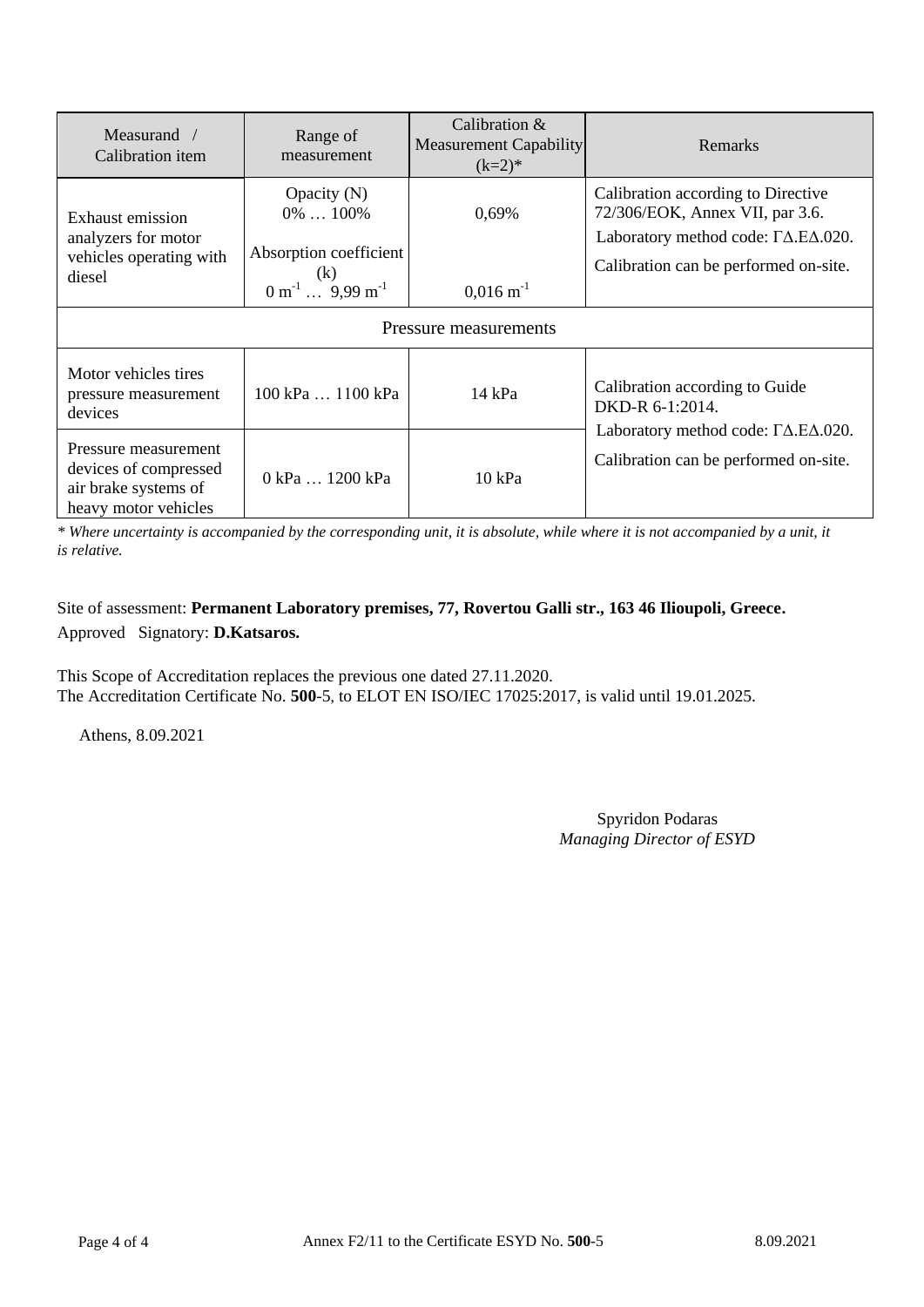| Measurand / Calibration item | Range of measurement | Calibration & Measurement Capability (k=2)* | Remarks |
|---|---|---|---|
| Exhaust emission analyzers for motor vehicles operating with diesel | Opacity (N) 0% … 100% | 0,69% | Calibration according to Directive 72/306/EOK, Annex VII, par 3.6. Laboratory method code: ΓΔ.ΕΔ.020. Calibration can be performed on-site. |
| | Absorption coefficient (k) $0\ m^{-1}$ … $9{,}99\ m^{-1}$ | $0{,}016\ m^{-1}$ | |
| Pressure measurements | | | |
| Motor vehicles tires pressure measurement devices | 100 kPa … 1100 kPa | 14 kPa | Calibration according to Guide DKD-R 6-1:2014. Laboratory method code: ΓΔ.ΕΔ.020. Calibration can be performed on-site. |
| Pressure measurement devices of compressed air brake systems of heavy motor vehicles | 0 kPa … 1200 kPa | 10 kPa | |

*\* Where uncertainty is accompanied by the corresponding unit, it is absolute, while where it is not accompanied by a unit, it is relative.*

Site of assessment: **Permanent Laboratory premises, 77, Rovertou Galli str., 163 46 Ilioupoli, Greece.**
Approved Signatory: **D.Katsaros.**

This Scope of Accreditation replaces the previous one dated 27.11.2020.
The Accreditation Certificate No. **500**-5, to ELOT EN ISO/IEC 17025:2017, is valid until 19.01.2025.

Athens, 8.09.2021

Spyridon Podaras
*Managing Director of ESYD*